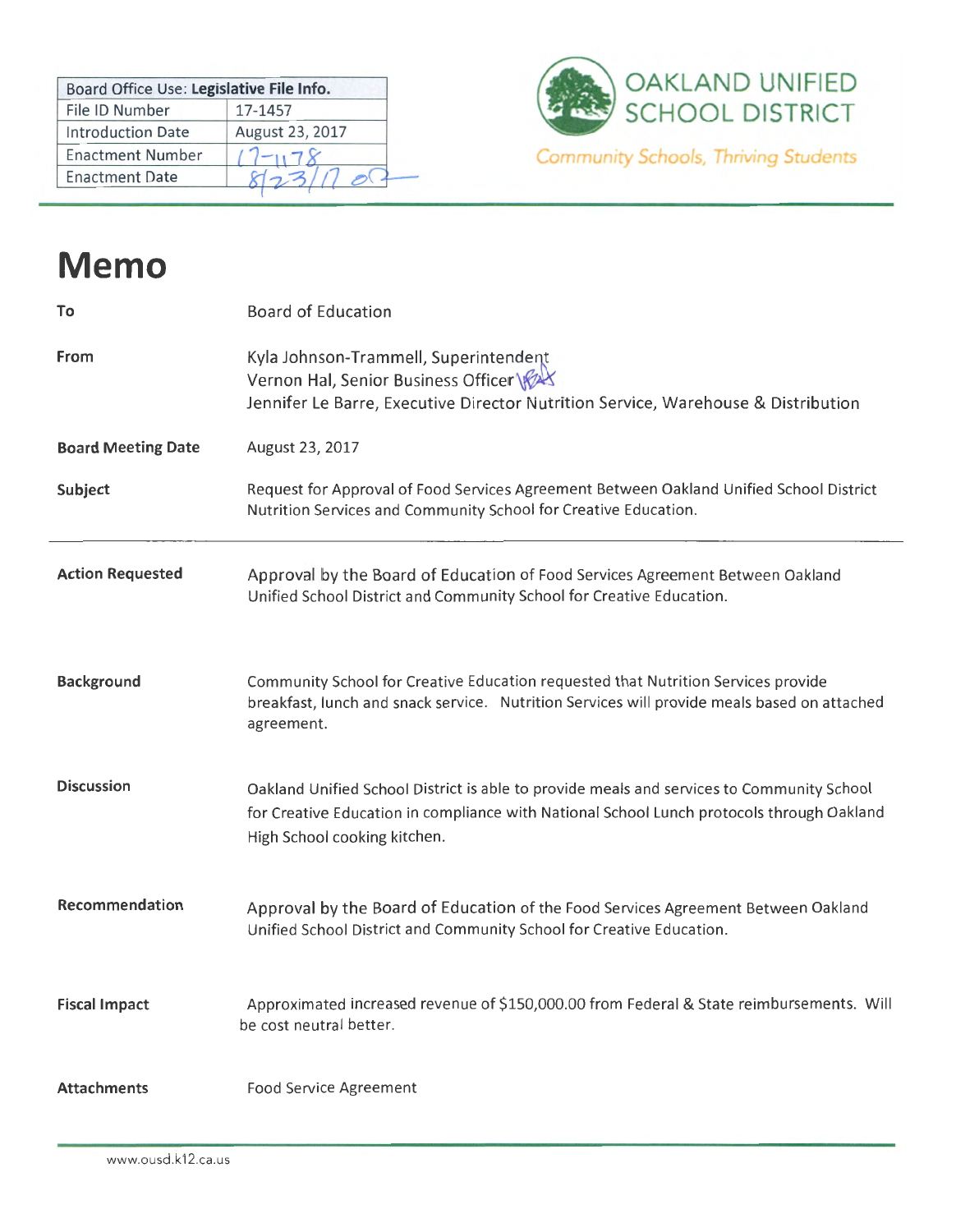| Board Office Use: Legislative File Info. | |
|---|---|
| File ID Number | 17-1457 |
| Introduction Date | August 23, 2017 |
| Enactment Number | 17-1178 |
| Enactment Date | 8/23/17 er |

OAKLAND UNIFIED SCHOOL DISTRICT

*Community Schools, Thriving Students*

# Memo

**To** Board of Education

**From** Kyla Johnson-Trammell, Superintendent
Vernon Hal, Senior Business Officer
Jennifer Le Barre, Executive Director Nutrition Service, Warehouse & Distribution

**Board Meeting Date** August 23, 2017

**Subject** Request for Approval of Food Services Agreement Between Oakland Unified School District Nutrition Services and Community School for Creative Education.

---

**Action Requested** Approval by the Board of Education of Food Services Agreement Between Oakland Unified School District and Community School for Creative Education.

**Background** Community School for Creative Education requested that Nutrition Services provide breakfast, lunch and snack service. Nutrition Services will provide meals based on attached agreement.

**Discussion** Oakland Unified School District is able to provide meals and services to Community School for Creative Education in compliance with National School Lunch protocols through Oakland High School cooking kitchen.

**Recommendation** Approval by the Board of Education of the Food Services Agreement Between Oakland Unified School District and Community School for Creative Education.

**Fiscal Impact** Approximated increased revenue of $150,000.00 from Federal & State reimbursements. Will be cost neutral better.

**Attachments** Food Service Agreement

www.ousd.k12.ca.us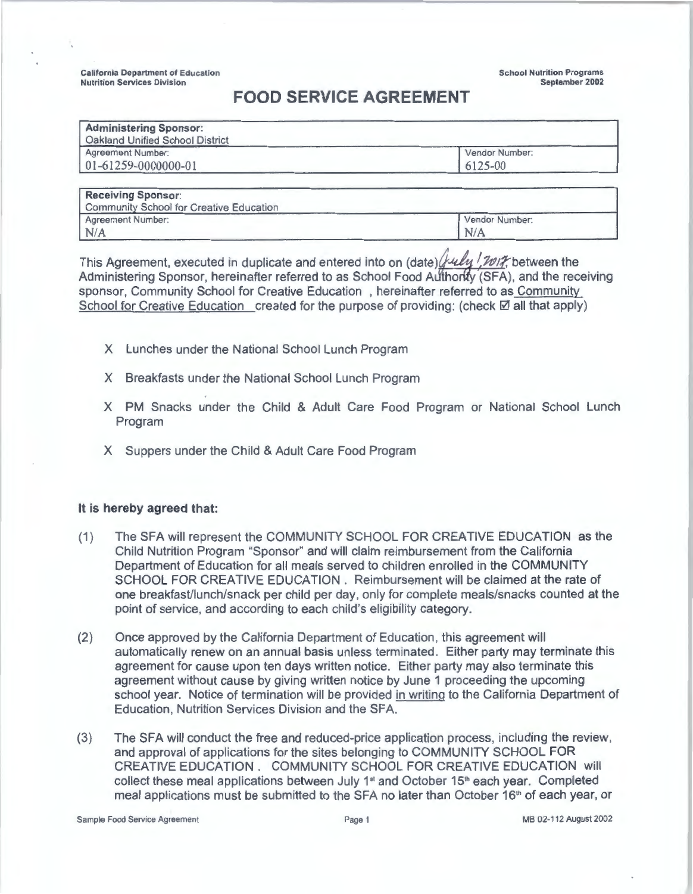California Department of Education
Nutrition Services Division

School Nutrition Programs
September 2002

# FOOD SERVICE AGREEMENT

| **Administering Sponsor:** Oakland Unified School District | |
|---|---|
| Agreement Number: 01-61259-0000000-01 | Vendor Number: 6125-00 |

| **Receiving Sponsor:** Community School for Creative Education | |
|---|---|
| Agreement Number: N/A | Vendor Number: N/A |

This Agreement, executed in duplicate and entered into on (date) July 1, 2017, between the Administering Sponsor, hereinafter referred to as School Food Authority (SFA), and the receiving sponsor, Community School for Creative Education , hereinafter referred to as Community School for Creative Education created for the purpose of providing: (check ☑ all that apply)

- X Lunches under the National School Lunch Program
- X Breakfasts under the National School Lunch Program
- X PM Snacks under the Child & Adult Care Food Program or National School Lunch Program
- X Suppers under the Child & Adult Care Food Program

**It is hereby agreed that:**

(1) The SFA will represent the COMMUNITY SCHOOL FOR CREATIVE EDUCATION as the Child Nutrition Program "Sponsor" and will claim reimbursement from the California Department of Education for all meals served to children enrolled in the COMMUNITY SCHOOL FOR CREATIVE EDUCATION . Reimbursement will be claimed at the rate of one breakfast/lunch/snack per child per day, only for complete meals/snacks counted at the point of service, and according to each child's eligibility category.

(2) Once approved by the California Department of Education, this agreement will automatically renew on an annual basis unless terminated. Either party may terminate this agreement for cause upon ten days written notice. Either party may also terminate this agreement without cause by giving written notice by June 1 proceeding the upcoming school year. Notice of termination will be provided in writing to the California Department of Education, Nutrition Services Division and the SFA.

(3) The SFA will conduct the free and reduced-price application process, including the review, and approval of applications for the sites belonging to COMMUNITY SCHOOL FOR CREATIVE EDUCATION . COMMUNITY SCHOOL FOR CREATIVE EDUCATION will collect these meal applications between July 1st and October 15th each year. Completed meal applications must be submitted to the SFA no later than October 16th of each year, or

Sample Food Service Agreement MB 02-112 August 2002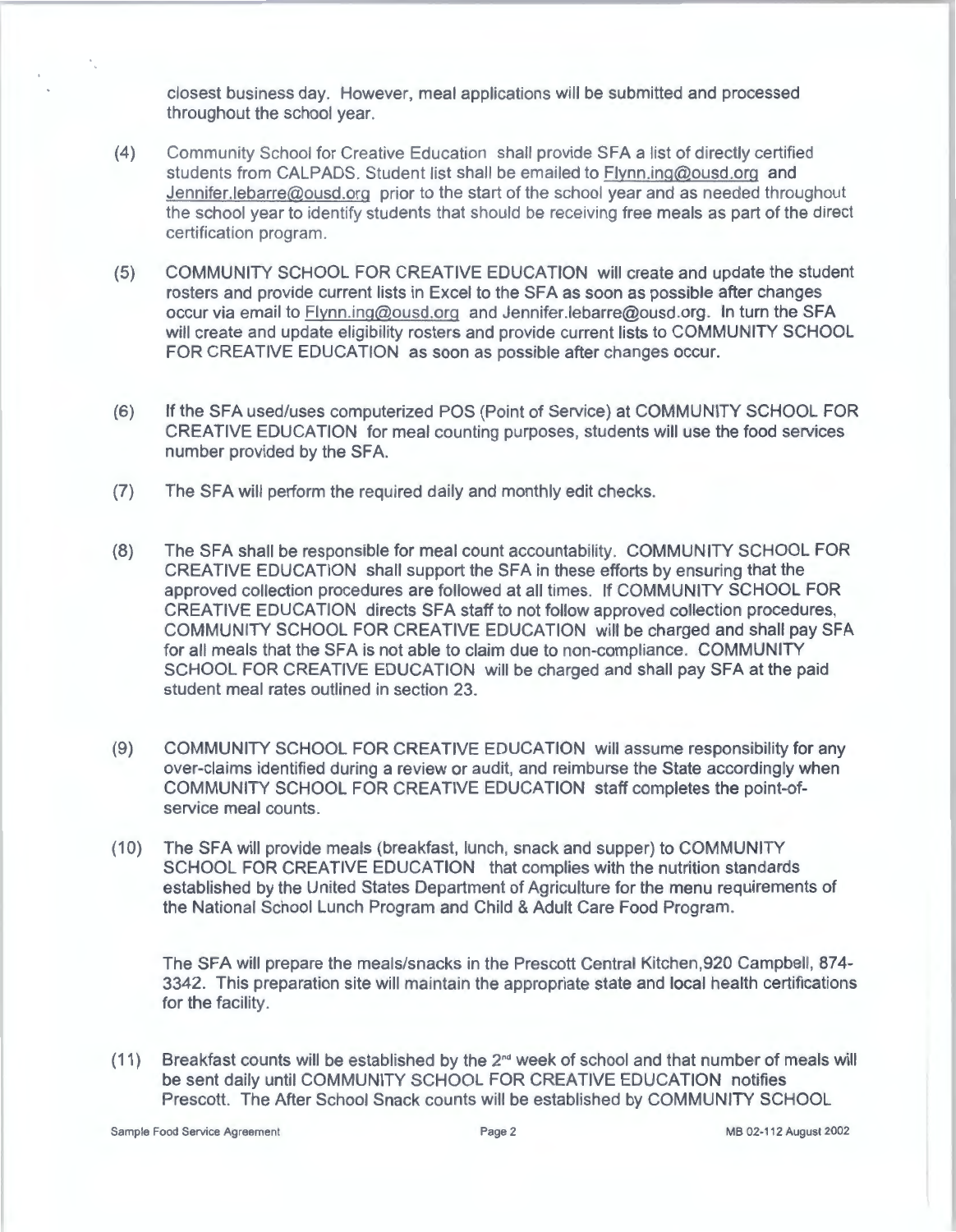closest business day. However, meal applications will be submitted and processed throughout the school year.

(4) Community School for Creative Education shall provide SFA a list of directly certified students from CALPADS. Student list shall be emailed to Flynn.ing@ousd.org and Jennifer.lebarre@ousd.org prior to the start of the school year and as needed throughout the school year to identify students that should be receiving free meals as part of the direct certification program.

(5) COMMUNITY SCHOOL FOR CREATIVE EDUCATION will create and update the student rosters and provide current lists in Excel to the SFA as soon as possible after changes occur via email to Flynn.ing@ousd.org and Jennifer.lebarre@ousd.org. In turn the SFA will create and update eligibility rosters and provide current lists to COMMUNITY SCHOOL FOR CREATIVE EDUCATION as soon as possible after changes occur.

(6) If the SFA used/uses computerized POS (Point of Service) at COMMUNITY SCHOOL FOR CREATIVE EDUCATION for meal counting purposes, students will use the food services number provided by the SFA.

(7) The SFA will perform the required daily and monthly edit checks.

(8) The SFA shall be responsible for meal count accountability. COMMUNITY SCHOOL FOR CREATIVE EDUCATION shall support the SFA in these efforts by ensuring that the approved collection procedures are followed at all times. If COMMUNITY SCHOOL FOR CREATIVE EDUCATION directs SFA staff to not follow approved collection procedures, COMMUNITY SCHOOL FOR CREATIVE EDUCATION will be charged and shall pay SFA for all meals that the SFA is not able to claim due to non-compliance. COMMUNITY SCHOOL FOR CREATIVE EDUCATION will be charged and shall pay SFA at the paid student meal rates outlined in section 23.

(9) COMMUNITY SCHOOL FOR CREATIVE EDUCATION will assume responsibility for any over-claims identified during a review or audit, and reimburse the State accordingly when COMMUNITY SCHOOL FOR CREATIVE EDUCATION staff completes the point-of-service meal counts.

(10) The SFA will provide meals (breakfast, lunch, snack and supper) to COMMUNITY SCHOOL FOR CREATIVE EDUCATION that complies with the nutrition standards established by the United States Department of Agriculture for the menu requirements of the National School Lunch Program and Child & Adult Care Food Program.

The SFA will prepare the meals/snacks in the Prescott Central Kitchen,920 Campbell, 874-3342. This preparation site will maintain the appropriate state and local health certifications for the facility.

(11) Breakfast counts will be established by the 2nd week of school and that number of meals will be sent daily until COMMUNITY SCHOOL FOR CREATIVE EDUCATION notifies Prescott. The After School Snack counts will be established by COMMUNITY SCHOOL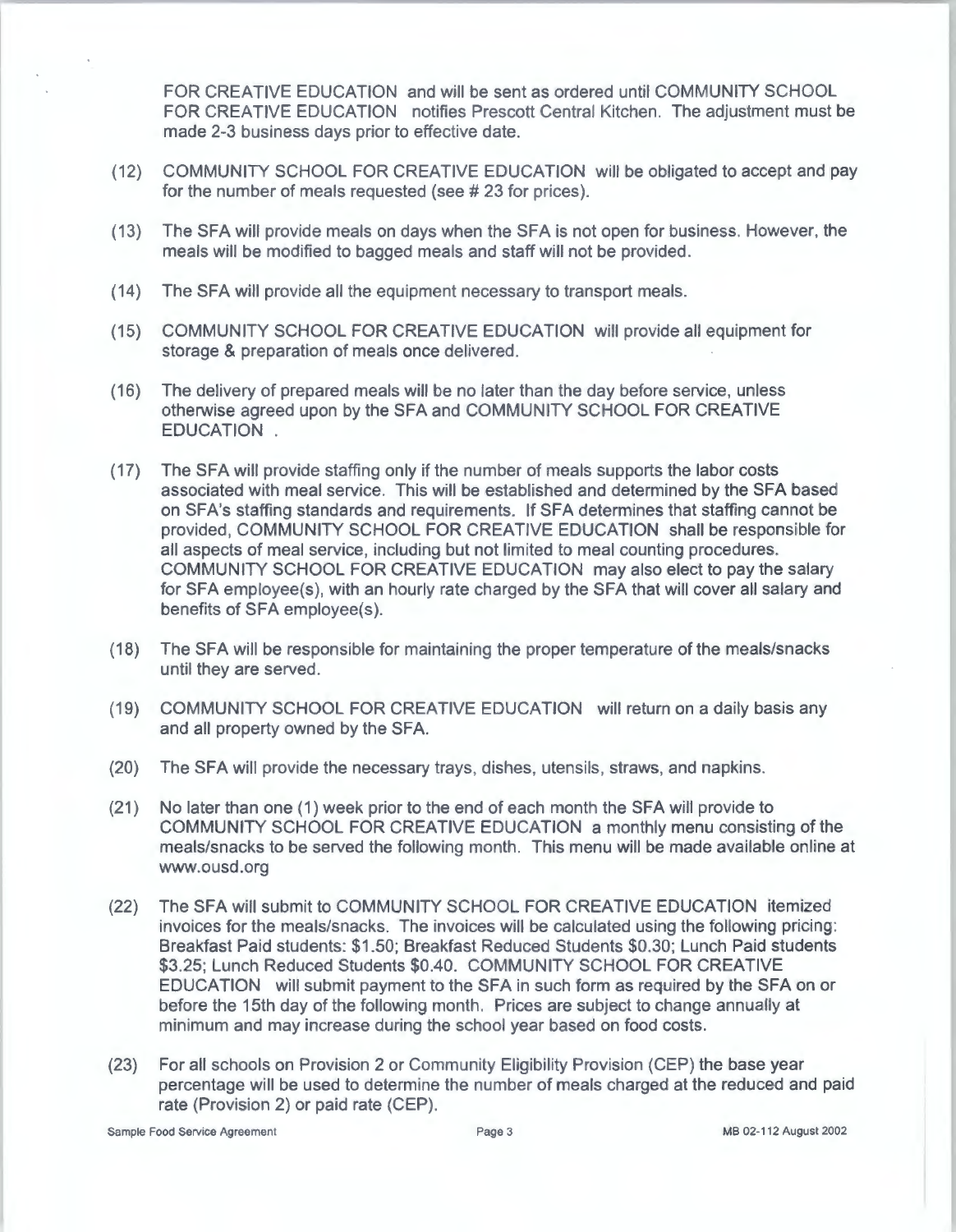FOR CREATIVE EDUCATION and will be sent as ordered until COMMUNITY SCHOOL FOR CREATIVE EDUCATION notifies Prescott Central Kitchen. The adjustment must be made 2-3 business days prior to effective date.

(12) COMMUNITY SCHOOL FOR CREATIVE EDUCATION will be obligated to accept and pay for the number of meals requested (see # 23 for prices).

(13) The SFA will provide meals on days when the SFA is not open for business. However, the meals will be modified to bagged meals and staff will not be provided.

(14) The SFA will provide all the equipment necessary to transport meals.

(15) COMMUNITY SCHOOL FOR CREATIVE EDUCATION will provide all equipment for storage & preparation of meals once delivered.

(16) The delivery of prepared meals will be no later than the day before service, unless otherwise agreed upon by the SFA and COMMUNITY SCHOOL FOR CREATIVE EDUCATION .

(17) The SFA will provide staffing only if the number of meals supports the labor costs associated with meal service. This will be established and determined by the SFA based on SFA's staffing standards and requirements. If SFA determines that staffing cannot be provided, COMMUNITY SCHOOL FOR CREATIVE EDUCATION shall be responsible for all aspects of meal service, including but not limited to meal counting procedures. COMMUNITY SCHOOL FOR CREATIVE EDUCATION may also elect to pay the salary for SFA employee(s), with an hourly rate charged by the SFA that will cover all salary and benefits of SFA employee(s).

(18) The SFA will be responsible for maintaining the proper temperature of the meals/snacks until they are served.

(19) COMMUNITY SCHOOL FOR CREATIVE EDUCATION will return on a daily basis any and all property owned by the SFA.

(20) The SFA will provide the necessary trays, dishes, utensils, straws, and napkins.

(21) No later than one (1) week prior to the end of each month the SFA will provide to COMMUNITY SCHOOL FOR CREATIVE EDUCATION a monthly menu consisting of the meals/snacks to be served the following month. This menu will be made available online at www.ousd.org

(22) The SFA will submit to COMMUNITY SCHOOL FOR CREATIVE EDUCATION itemized invoices for the meals/snacks. The invoices will be calculated using the following pricing: Breakfast Paid students: $1.50; Breakfast Reduced Students $0.30; Lunch Paid students $3.25; Lunch Reduced Students $0.40. COMMUNITY SCHOOL FOR CREATIVE EDUCATION will submit payment to the SFA in such form as required by the SFA on or before the 15th day of the following month. Prices are subject to change annually at minimum and may increase during the school year based on food costs.

(23) For all schools on Provision 2 or Community Eligibility Provision (CEP) the base year percentage will be used to determine the number of meals charged at the reduced and paid rate (Provision 2) or paid rate (CEP).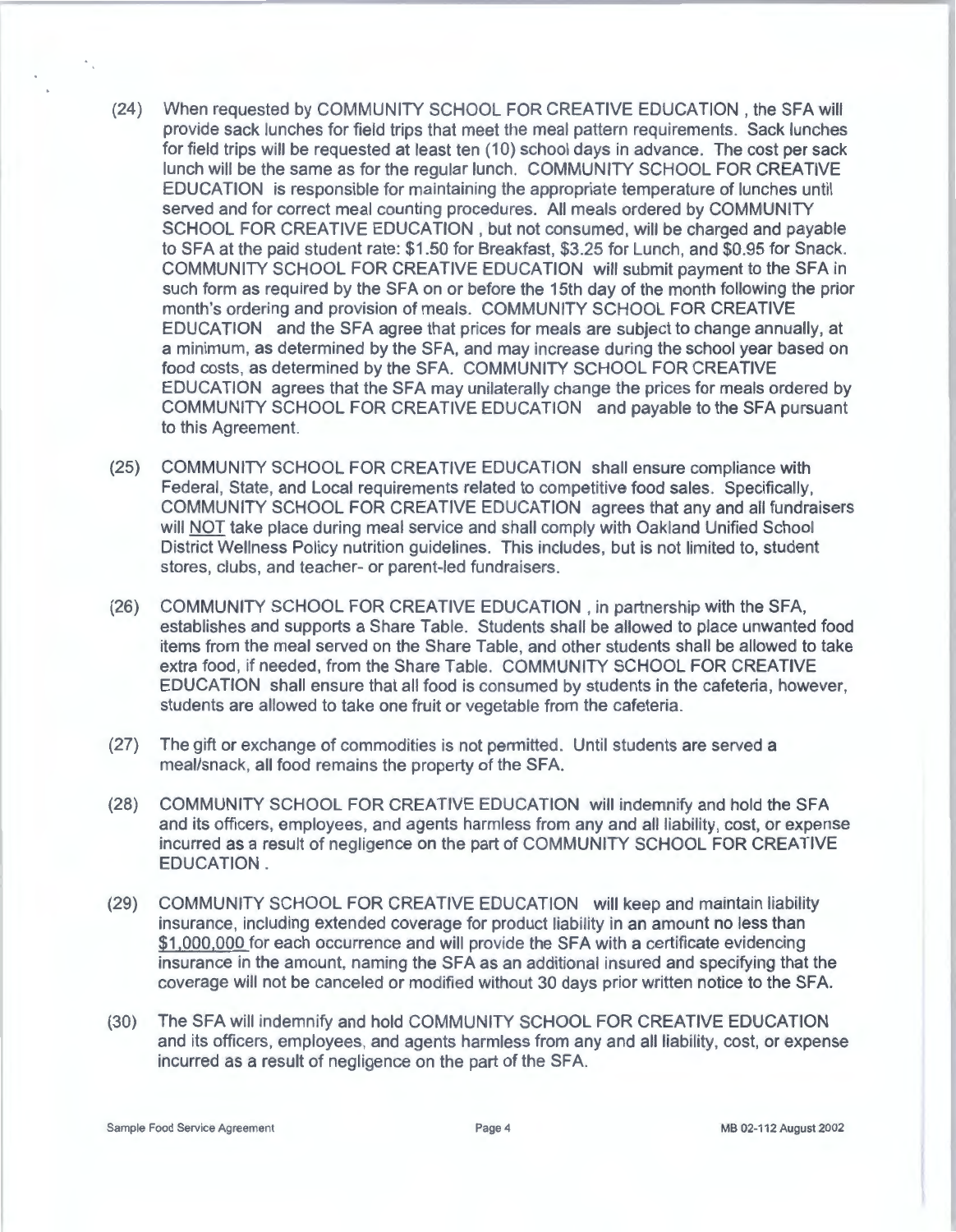(24) When requested by COMMUNITY SCHOOL FOR CREATIVE EDUCATION , the SFA will provide sack lunches for field trips that meet the meal pattern requirements. Sack lunches for field trips will be requested at least ten (10) school days in advance. The cost per sack lunch will be the same as for the regular lunch. COMMUNITY SCHOOL FOR CREATIVE EDUCATION is responsible for maintaining the appropriate temperature of lunches until served and for correct meal counting procedures. All meals ordered by COMMUNITY SCHOOL FOR CREATIVE EDUCATION , but not consumed, will be charged and payable to SFA at the paid student rate: $1.50 for Breakfast, $3.25 for Lunch, and $0.95 for Snack. COMMUNITY SCHOOL FOR CREATIVE EDUCATION will submit payment to the SFA in such form as required by the SFA on or before the 15th day of the month following the prior month's ordering and provision of meals. COMMUNITY SCHOOL FOR CREATIVE EDUCATION and the SFA agree that prices for meals are subject to change annually, at a minimum, as determined by the SFA, and may increase during the school year based on food costs, as determined by the SFA. COMMUNITY SCHOOL FOR CREATIVE EDUCATION agrees that the SFA may unilaterally change the prices for meals ordered by COMMUNITY SCHOOL FOR CREATIVE EDUCATION and payable to the SFA pursuant to this Agreement.

(25) COMMUNITY SCHOOL FOR CREATIVE EDUCATION shall ensure compliance with Federal, State, and Local requirements related to competitive food sales. Specifically, COMMUNITY SCHOOL FOR CREATIVE EDUCATION agrees that any and all fundraisers will <u>NOT</u> take place during meal service and shall comply with Oakland Unified School District Wellness Policy nutrition guidelines. This includes, but is not limited to, student stores, clubs, and teacher- or parent-led fundraisers.

(26) COMMUNITY SCHOOL FOR CREATIVE EDUCATION , in partnership with the SFA, establishes and supports a Share Table. Students shall be allowed to place unwanted food items from the meal served on the Share Table, and other students shall be allowed to take extra food, if needed, from the Share Table. COMMUNITY SCHOOL FOR CREATIVE EDUCATION shall ensure that all food is consumed by students in the cafeteria, however, students are allowed to take one fruit or vegetable from the cafeteria.

(27) The gift or exchange of commodities is not permitted. Until students are served a meal/snack, all food remains the property of the SFA.

(28) COMMUNITY SCHOOL FOR CREATIVE EDUCATION will indemnify and hold the SFA and its officers, employees, and agents harmless from any and all liability, cost, or expense incurred as a result of negligence on the part of COMMUNITY SCHOOL FOR CREATIVE EDUCATION .

(29) COMMUNITY SCHOOL FOR CREATIVE EDUCATION will keep and maintain liability insurance, including extended coverage for product liability in an amount no less than <u>$1,000,000</u> for each occurrence and will provide the SFA with a certificate evidencing insurance in the amount, naming the SFA as an additional insured and specifying that the coverage will not be canceled or modified without 30 days prior written notice to the SFA.

(30) The SFA will indemnify and hold COMMUNITY SCHOOL FOR CREATIVE EDUCATION and its officers, employees, and agents harmless from any and all liability, cost, or expense incurred as a result of negligence on the part of the SFA.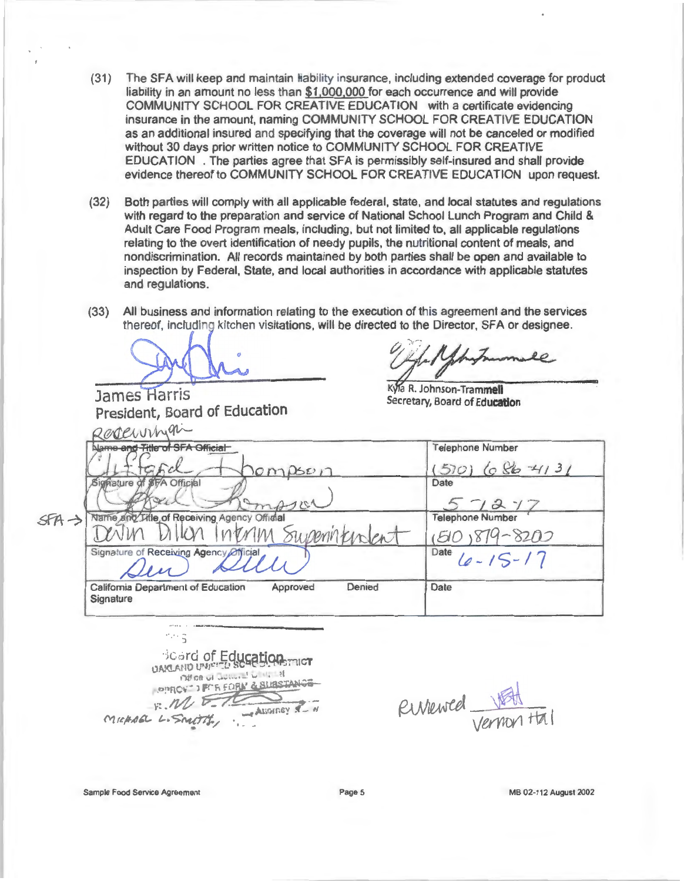(31) The SFA will keep and maintain liability insurance, including extended coverage for product liability in an amount no less than $1,000,000 for each occurrence and will provide COMMUNITY SCHOOL FOR CREATIVE EDUCATION with a certificate evidencing insurance in the amount, naming COMMUNITY SCHOOL FOR CREATIVE EDUCATION as an additional insured and specifying that the coverage will not be canceled or modified without 30 days prior written notice to COMMUNITY SCHOOL FOR CREATIVE EDUCATION . The parties agree that SFA is permissibly self-insured and shall provide evidence thereof to COMMUNITY SCHOOL FOR CREATIVE EDUCATION upon request.

(32) Both parties will comply with all applicable federal, state, and local statutes and regulations with regard to the preparation and service of National School Lunch Program and Child & Adult Care Food Program meals, including, but not limited to, all applicable regulations relating to the overt identification of needy pupils, the nutritional content of meals, and nondiscrimination. All records maintained by both parties shall be open and available to inspection by Federal, State, and local authorities in accordance with applicable statutes and regulations.

(33) All business and information relating to the execution of this agreement and the services thereof, including kitchen visitations, will be directed to the Director, SFA or designee.

James Harris
President, Board of Education

Kyla R. Johnson-Trammell
Secretary, Board of Education

Receiving

| | |
|---|---|
| ~~Name and Title of SFA Official~~ Clifford Thompson | Telephone Number (510) 686-4131 |
| Signature of SFA Official | Date 5-12-17 |
| SFA → Name and Title of Receiving Agency Official Devin Dillon Interim Superintendent | Telephone Number (510) 879-8200 |
| Signature of Receiving Agency Official | Date 6-15-17 |
| California Department of Education Signature Approved Denied | Date |

Board of Education
OAKLAND UNIFIED SCHOOL DISTRICT
Office of General Counsel
APPROVED FOR FORM & SUBSTANCE
Attorney
Michael L. Smith,

Reviewed
Vernon Hal

Sample Food Service Agreement

MB 02-112 August 2002